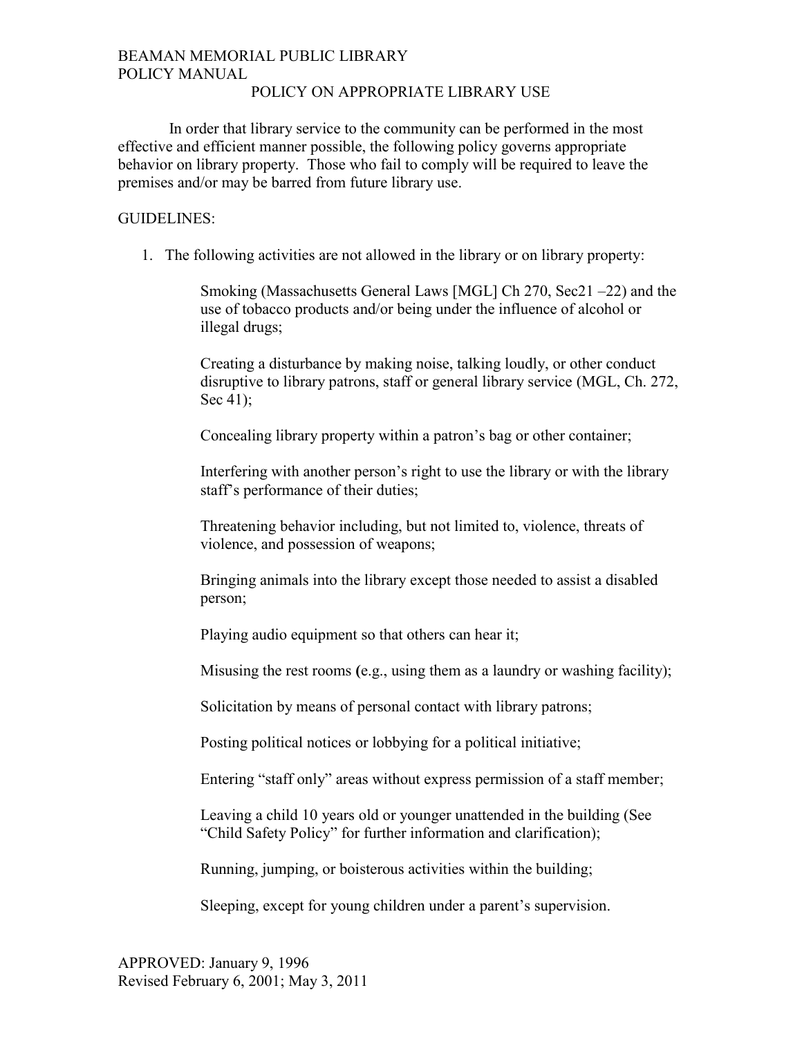BEAMAN MEMORIAL PUBLIC LIBRARY
POLICY MANUAL

# POLICY ON APPROPRIATE LIBRARY USE

In order that library service to the community can be performed in the most effective and efficient manner possible, the following policy governs appropriate behavior on library property. Those who fail to comply will be required to leave the premises and/or may be barred from future library use.

GUIDELINES:

1. The following activities are not allowed in the library or on library property:

   Smoking (Massachusetts General Laws [MGL] Ch 270, Sec21 –22) and the use of tobacco products and/or being under the influence of alcohol or illegal drugs;

   Creating a disturbance by making noise, talking loudly, or other conduct disruptive to library patrons, staff or general library service (MGL, Ch. 272, Sec 41);

   Concealing library property within a patron's bag or other container;

   Interfering with another person's right to use the library or with the library staff's performance of their duties;

   Threatening behavior including, but not limited to, violence, threats of violence, and possession of weapons;

   Bringing animals into the library except those needed to assist a disabled person;

   Playing audio equipment so that others can hear it;

   Misusing the rest rooms (e.g., using them as a laundry or washing facility);

   Solicitation by means of personal contact with library patrons;

   Posting political notices or lobbying for a political initiative;

   Entering "staff only" areas without express permission of a staff member;

   Leaving a child 10 years old or younger unattended in the building (See "Child Safety Policy" for further information and clarification);

   Running, jumping, or boisterous activities within the building;

   Sleeping, except for young children under a parent's supervision.

APPROVED: January 9, 1996
Revised February 6, 2001; May 3, 2011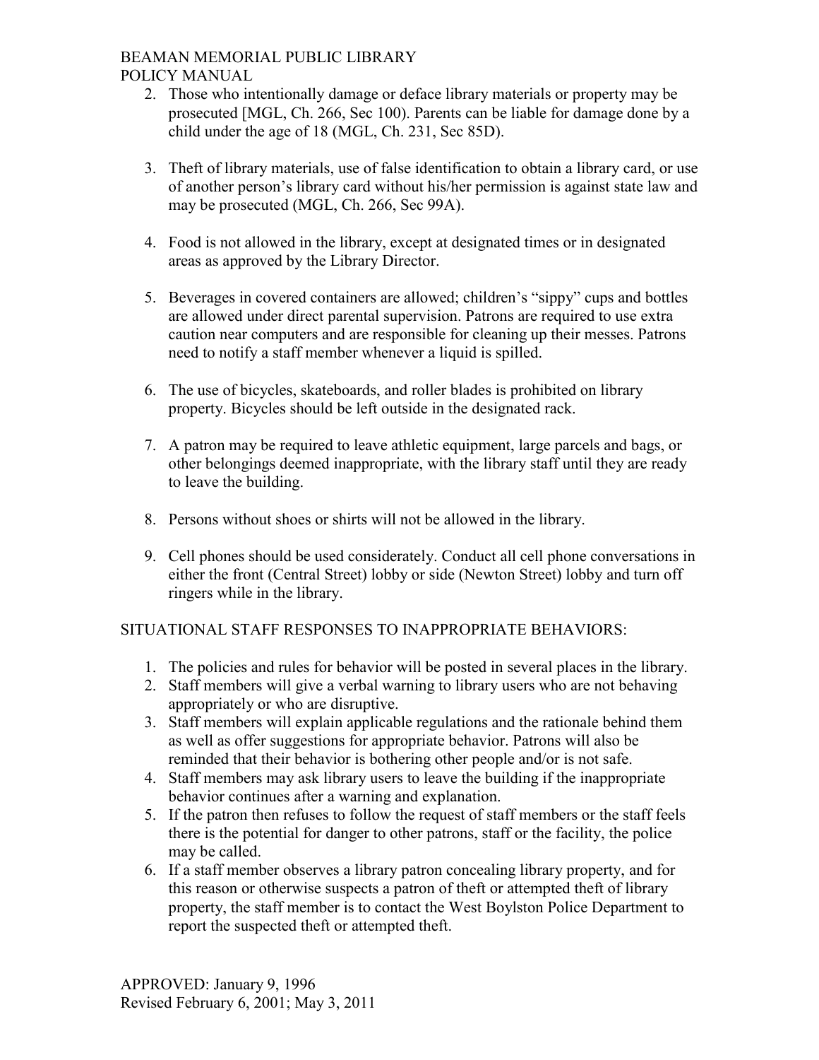2. Those who intentionally damage or deface library materials or property may be prosecuted [MGL, Ch. 266, Sec 100). Parents can be liable for damage done by a child under the age of 18 (MGL, Ch. 231, Sec 85D).

3. Theft of library materials, use of false identification to obtain a library card, or use of another person's library card without his/her permission is against state law and may be prosecuted (MGL, Ch. 266, Sec 99A).

4. Food is not allowed in the library, except at designated times or in designated areas as approved by the Library Director.

5. Beverages in covered containers are allowed; children's "sippy" cups and bottles are allowed under direct parental supervision. Patrons are required to use extra caution near computers and are responsible for cleaning up their messes. Patrons need to notify a staff member whenever a liquid is spilled.

6. The use of bicycles, skateboards, and roller blades is prohibited on library property. Bicycles should be left outside in the designated rack.

7. A patron may be required to leave athletic equipment, large parcels and bags, or other belongings deemed inappropriate, with the library staff until they are ready to leave the building.

8. Persons without shoes or shirts will not be allowed in the library.

9. Cell phones should be used considerately. Conduct all cell phone conversations in either the front (Central Street) lobby or side (Newton Street) lobby and turn off ringers while in the library.

SITUATIONAL STAFF RESPONSES TO INAPPROPRIATE BEHAVIORS:

1. The policies and rules for behavior will be posted in several places in the library.
2. Staff members will give a verbal warning to library users who are not behaving appropriately or who are disruptive.
3. Staff members will explain applicable regulations and the rationale behind them as well as offer suggestions for appropriate behavior. Patrons will also be reminded that their behavior is bothering other people and/or is not safe.
4. Staff members may ask library users to leave the building if the inappropriate behavior continues after a warning and explanation.
5. If the patron then refuses to follow the request of staff members or the staff feels there is the potential for danger to other patrons, staff or the facility, the police may be called.
6. If a staff member observes a library patron concealing library property, and for this reason or otherwise suspects a patron of theft or attempted theft of library property, the staff member is to contact the West Boylston Police Department to report the suspected theft or attempted theft.

APPROVED: January 9, 1996
Revised February 6, 2001; May 3, 2011